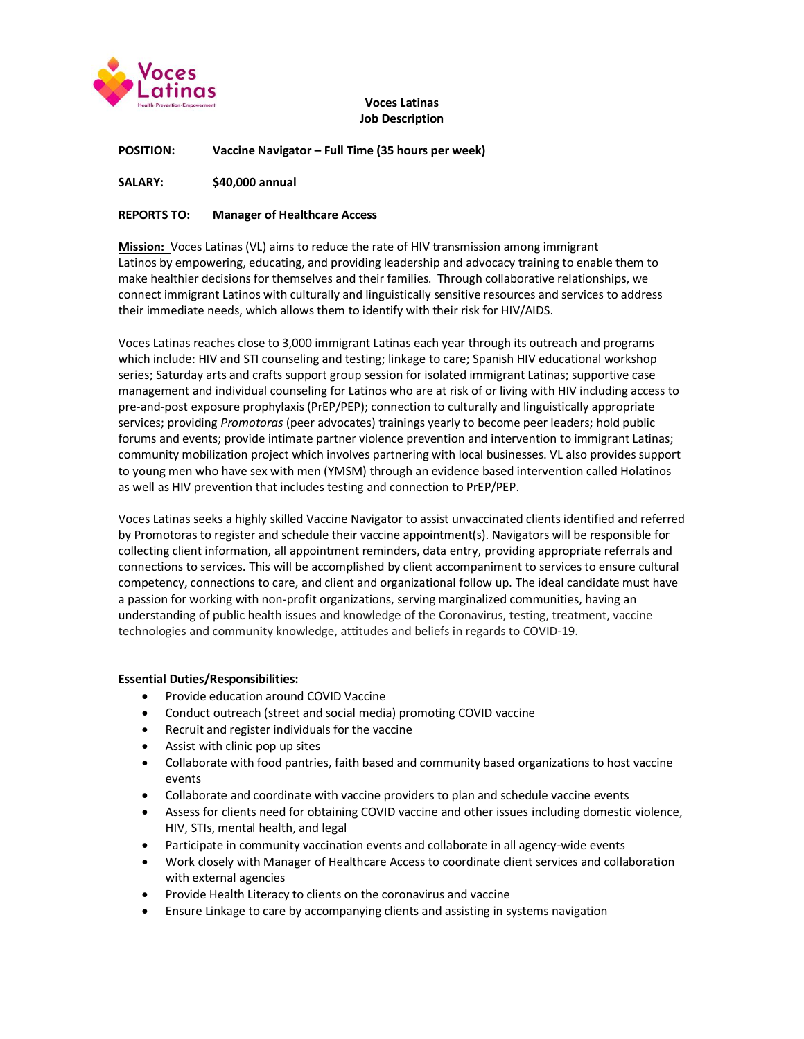Voces Latinas
Health · Prevention · Empowerment

**Voces Latinas**
**Job Description**

**POSITION:** **Vaccine Navigator – Full Time (35 hours per week)**

**SALARY:** **$40,000 annual**

**REPORTS TO:** **Manager of Healthcare Access**

**Mission:** Voces Latinas (VL) aims to reduce the rate of HIV transmission among immigrant Latinos by empowering, educating, and providing leadership and advocacy training to enable them to make healthier decisions for themselves and their families. Through collaborative relationships, we connect immigrant Latinos with culturally and linguistically sensitive resources and services to address their immediate needs, which allows them to identify with their risk for HIV/AIDS.

Voces Latinas reaches close to 3,000 immigrant Latinas each year through its outreach and programs which include: HIV and STI counseling and testing; linkage to care; Spanish HIV educational workshop series; Saturday arts and crafts support group session for isolated immigrant Latinas; supportive case management and individual counseling for Latinos who are at risk of or living with HIV including access to pre-and-post exposure prophylaxis (PrEP/PEP); connection to culturally and linguistically appropriate services; providing *Promotoras* (peer advocates) trainings yearly to become peer leaders; hold public forums and events; provide intimate partner violence prevention and intervention to immigrant Latinas; community mobilization project which involves partnering with local businesses. VL also provides support to young men who have sex with men (YMSM) through an evidence based intervention called Holatinos as well as HIV prevention that includes testing and connection to PrEP/PEP.

Voces Latinas seeks a highly skilled Vaccine Navigator to assist unvaccinated clients identified and referred by Promotoras to register and schedule their vaccine appointment(s). Navigators will be responsible for collecting client information, all appointment reminders, data entry, providing appropriate referrals and connections to services. This will be accomplished by client accompaniment to services to ensure cultural competency, connections to care, and client and organizational follow up. The ideal candidate must have a passion for working with non-profit organizations, serving marginalized communities, having an understanding of public health issues and knowledge of the Coronavirus, testing, treatment, vaccine technologies and community knowledge, attitudes and beliefs in regards to COVID-19.

**Essential Duties/Responsibilities:**

- Provide education around COVID Vaccine
- Conduct outreach (street and social media) promoting COVID vaccine
- Recruit and register individuals for the vaccine
- Assist with clinic pop up sites
- Collaborate with food pantries, faith based and community based organizations to host vaccine events
- Collaborate and coordinate with vaccine providers to plan and schedule vaccine events
- Assess for clients need for obtaining COVID vaccine and other issues including domestic violence, HIV, STIs, mental health, and legal
- Participate in community vaccination events and collaborate in all agency-wide events
- Work closely with Manager of Healthcare Access to coordinate client services and collaboration with external agencies
- Provide Health Literacy to clients on the coronavirus and vaccine
- Ensure Linkage to care by accompanying clients and assisting in systems navigation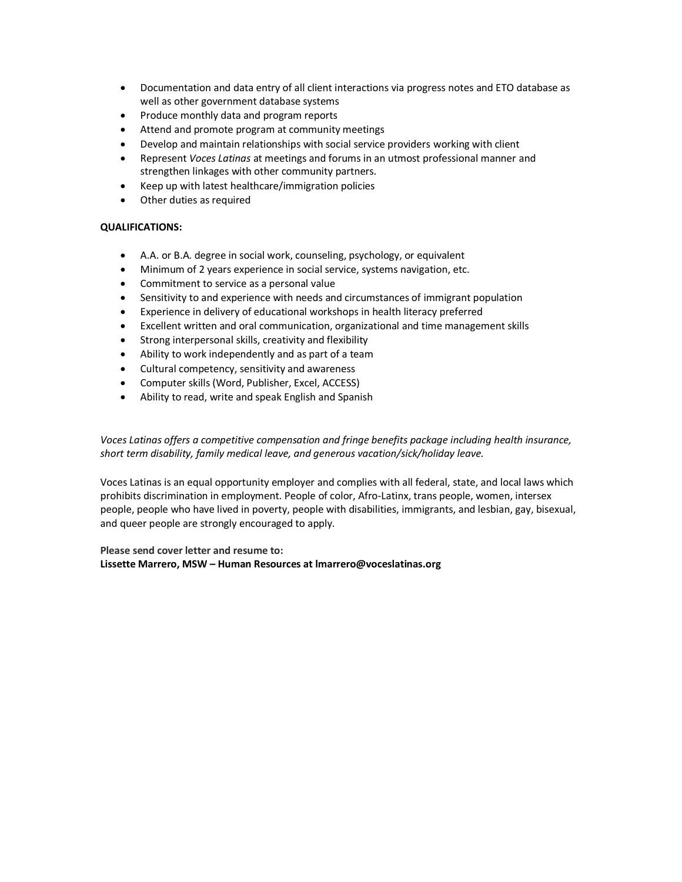- Documentation and data entry of all client interactions via progress notes and ETO database as well as other government database systems
- Produce monthly data and program reports
- Attend and promote program at community meetings
- Develop and maintain relationships with social service providers working with client
- Represent *Voces Latinas* at meetings and forums in an utmost professional manner and strengthen linkages with other community partners.
- Keep up with latest healthcare/immigration policies
- Other duties as required

**QUALIFICATIONS:**

- A.A. or B.A. degree in social work, counseling, psychology, or equivalent
- Minimum of 2 years experience in social service, systems navigation, etc.
- Commitment to service as a personal value
- Sensitivity to and experience with needs and circumstances of immigrant population
- Experience in delivery of educational workshops in health literacy preferred
- Excellent written and oral communication, organizational and time management skills
- Strong interpersonal skills, creativity and flexibility
- Ability to work independently and as part of a team
- Cultural competency, sensitivity and awareness
- Computer skills (Word, Publisher, Excel, ACCESS)
- Ability to read, write and speak English and Spanish

*Voces Latinas offers a competitive compensation and fringe benefits package including health insurance, short term disability, family medical leave, and generous vacation/sick/holiday leave.*

Voces Latinas is an equal opportunity employer and complies with all federal, state, and local laws which prohibits discrimination in employment. People of color, Afro-Latinx, trans people, women, intersex people, people who have lived in poverty, people with disabilities, immigrants, and lesbian, gay, bisexual, and queer people are strongly encouraged to apply.

**Please send cover letter and resume to:**
**Lissette Marrero, MSW – Human Resources at lmarrero@voceslatinas.org**